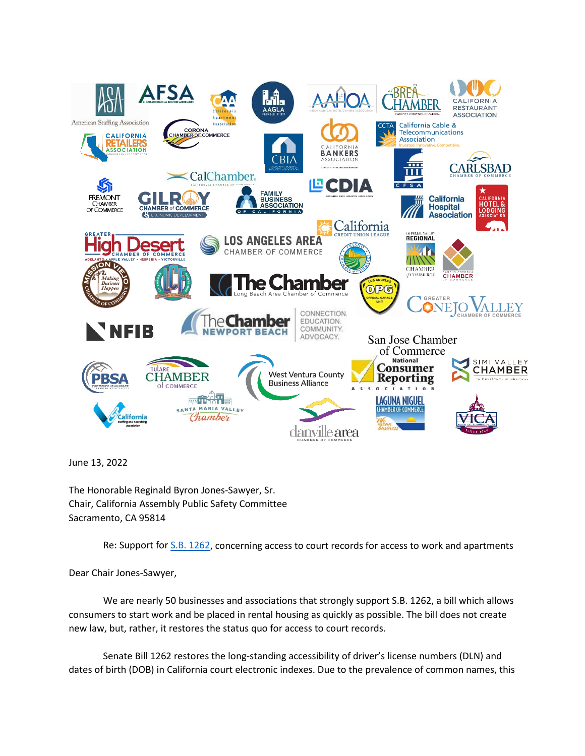June 13, 2022

The Honorable Reginald Byron Jones-Sawyer, Sr.
Chair, California Assembly Public Safety Committee
Sacramento, CA 95814

Re: Support for S.B. 1262, concerning access to court records for access to work and apartments

Dear Chair Jones-Sawyer,

We are nearly 50 businesses and associations that strongly support S.B. 1262, a bill which allows consumers to start work and be placed in rental housing as quickly as possible. The bill does not create new law, but, rather, it restores the status quo for access to court records.

Senate Bill 1262 restores the long-standing accessibility of driver's license numbers (DLN) and dates of birth (DOB) in California court electronic indexes. Due to the prevalence of common names, this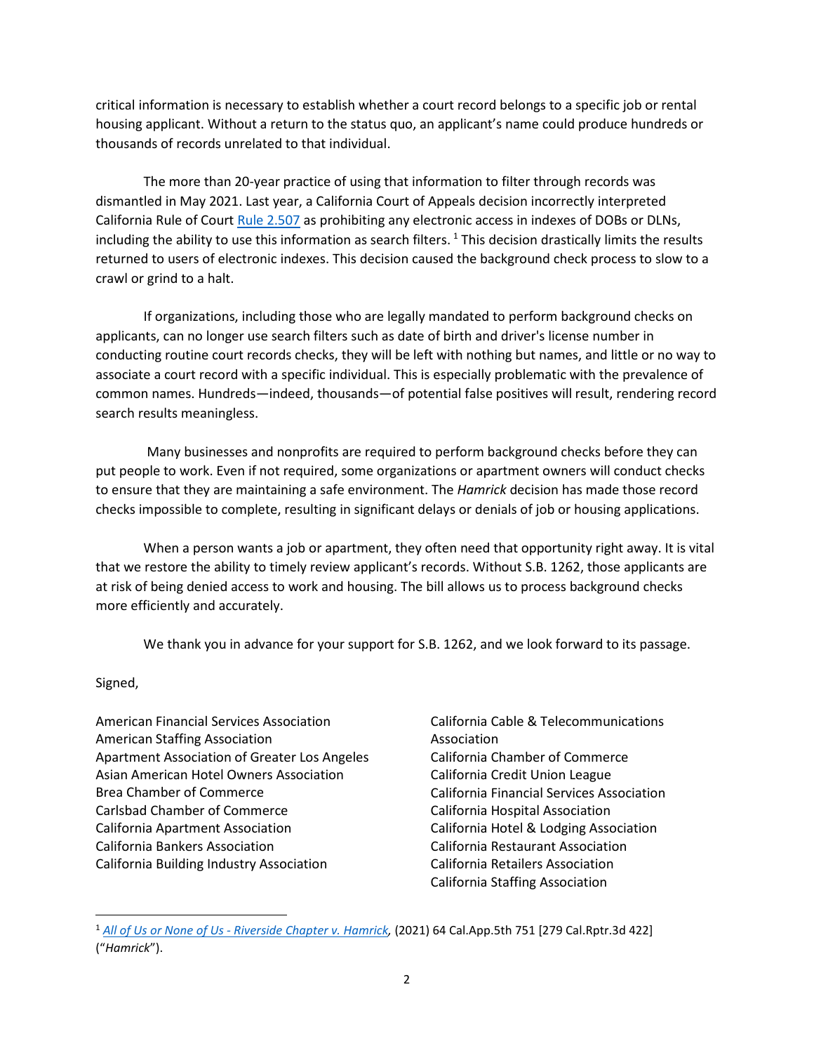critical information is necessary to establish whether a court record belongs to a specific job or rental housing applicant. Without a return to the status quo, an applicant's name could produce hundreds or thousands of records unrelated to that individual.

The more than 20-year practice of using that information to filter through records was dismantled in May 2021. Last year, a California Court of Appeals decision incorrectly interpreted California Rule of Court [Rule 2.507](Rule 2.507) as prohibiting any electronic access in indexes of DOBs or DLNs, including the ability to use this information as search filters. [1] This decision drastically limits the results returned to users of electronic indexes. This decision caused the background check process to slow to a crawl or grind to a halt.

If organizations, including those who are legally mandated to perform background checks on applicants, can no longer use search filters such as date of birth and driver's license number in conducting routine court records checks, they will be left with nothing but names, and little or no way to associate a court record with a specific individual. This is especially problematic with the prevalence of common names. Hundreds—indeed, thousands—of potential false positives will result, rendering record search results meaningless.

Many businesses and nonprofits are required to perform background checks before they can put people to work. Even if not required, some organizations or apartment owners will conduct checks to ensure that they are maintaining a safe environment. The *Hamrick* decision has made those record checks impossible to complete, resulting in significant delays or denials of job or housing applications.

When a person wants a job or apartment, they often need that opportunity right away. It is vital that we restore the ability to timely review applicant's records. Without S.B. 1262, those applicants are at risk of being denied access to work and housing. The bill allows us to process background checks more efficiently and accurately.

We thank you in advance for your support for S.B. 1262, and we look forward to its passage.

Signed,

American Financial Services Association
American Staffing Association
Apartment Association of Greater Los Angeles
Asian American Hotel Owners Association
Brea Chamber of Commerce
Carlsbad Chamber of Commerce
California Apartment Association
California Bankers Association
California Building Industry Association
California Cable & Telecommunications Association
California Chamber of Commerce
California Credit Union League
California Financial Services Association
California Hospital Association
California Hotel & Lodging Association
California Restaurant Association
California Retailers Association
California Staffing Association

---

[1] *All of Us or None of Us - Riverside Chapter v. Hamrick,* (2021) 64 Cal.App.5th 751 [279 Cal.Rptr.3d 422] ("*Hamrick*").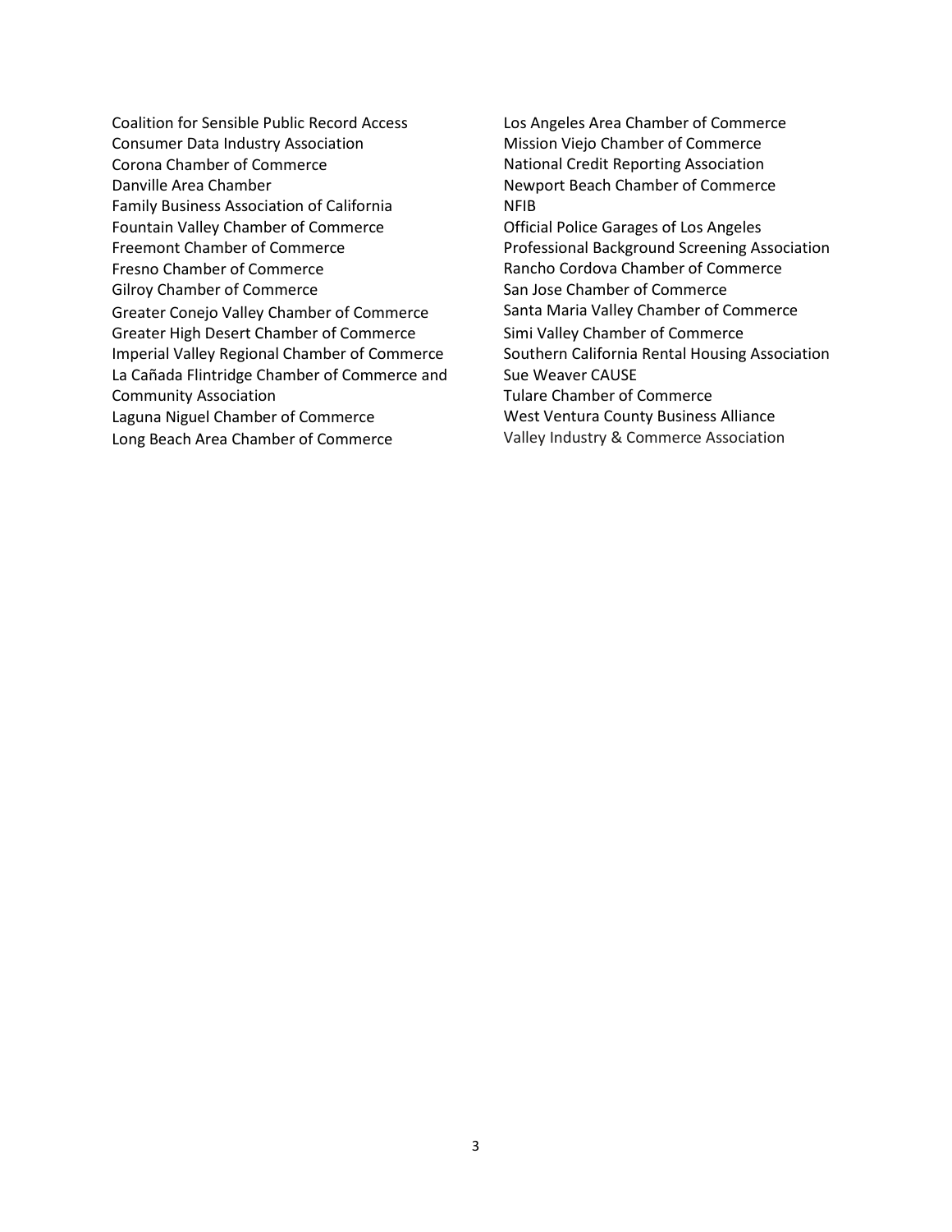Coalition for Sensible Public Record Access
Consumer Data Industry Association
Corona Chamber of Commerce
Danville Area Chamber
Family Business Association of California
Fountain Valley Chamber of Commerce
Freemont Chamber of Commerce
Fresno Chamber of Commerce
Gilroy Chamber of Commerce
Greater Conejo Valley Chamber of Commerce
Greater High Desert Chamber of Commerce
Imperial Valley Regional Chamber of Commerce
La Cañada Flintridge Chamber of Commerce and Community Association
Laguna Niguel Chamber of Commerce
Long Beach Area Chamber of Commerce
Los Angeles Area Chamber of Commerce
Mission Viejo Chamber of Commerce
National Credit Reporting Association
Newport Beach Chamber of Commerce
NFIB
Official Police Garages of Los Angeles
Professional Background Screening Association
Rancho Cordova Chamber of Commerce
San Jose Chamber of Commerce
Santa Maria Valley Chamber of Commerce
Simi Valley Chamber of Commerce
Southern California Rental Housing Association
Sue Weaver CAUSE
Tulare Chamber of Commerce
West Ventura County Business Alliance
Valley Industry & Commerce Association